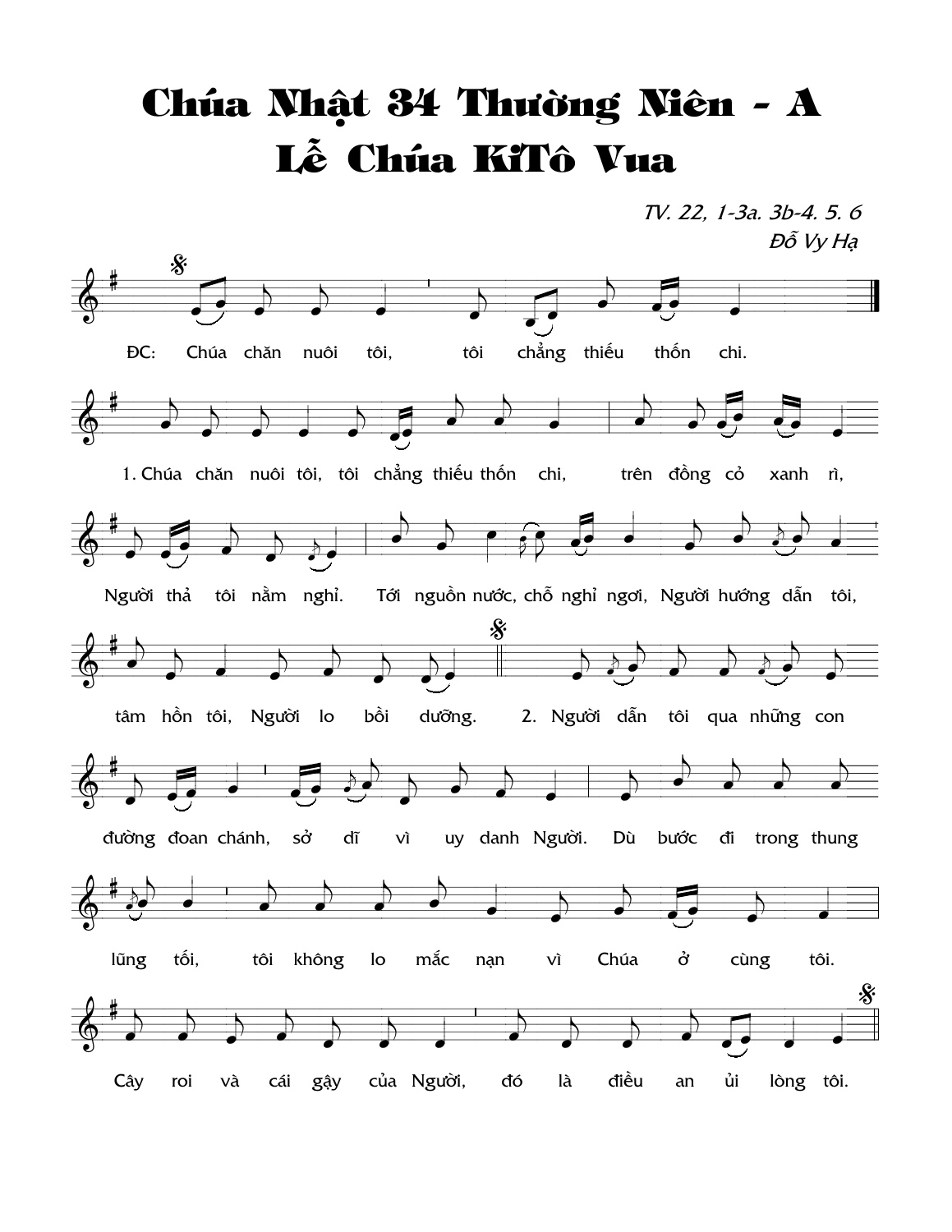# Chúa Nhật 34 Thường Niên - A
# Lễ Chúa KiTô Vua

*TV. 22, 1-3a. 3b-4. 5. 6*

*Đỗ Vy Hạ*

ĐC: Chúa chăn nuôi tôi, tôi chẳng thiếu thốn chi.

1. Chúa chăn nuôi tôi, tôi chẳng thiếu thốn chi, trên đồng cỏ xanh rì, Người thả tôi nằm nghỉ. Tới nguồn nước, chỗ nghỉ ngơi, Người hướng dẫn tôi, tâm hồn tôi, Người lo bồi dưỡng.

2. Người dẫn tôi qua những con đường đoan chánh, sở dĩ vì uy danh Người. Dù bước đi trong thung lũng tối, tôi không lo mắc nạn vì Chúa ở cùng tôi. Cây roi và cái gậy của Người, đó là điều an ủi lòng tôi.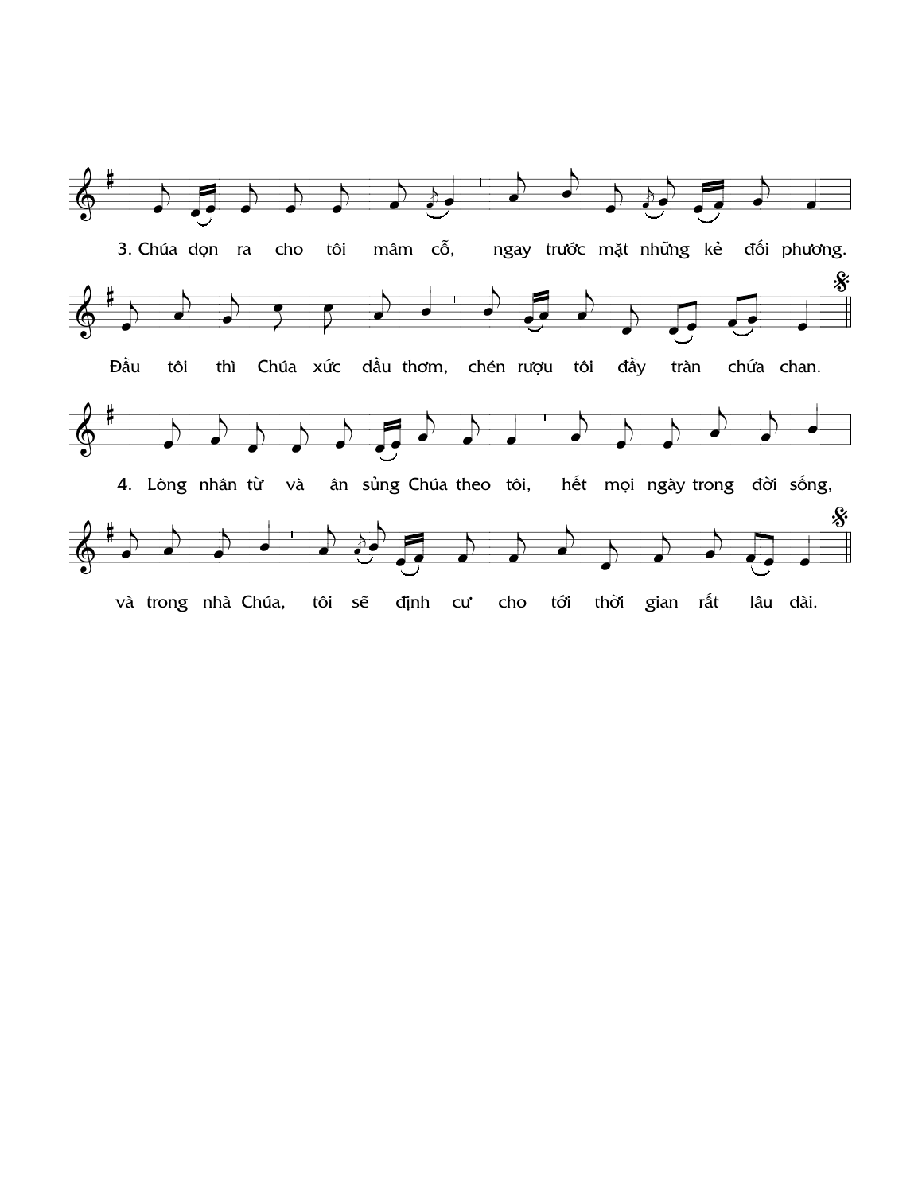3. Chúa dọn ra cho tôi mâm cỗ, ngay trước mặt những kẻ đối phương.

Đầu tôi thì Chúa xức dầu thơm, chén rượu tôi đầy tràn chứa chan.

4. Lòng nhân từ và ân sủng Chúa theo tôi, hết mọi ngày trong đời sống,

và trong nhà Chúa, tôi sẽ định cư cho tới thời gian rất lâu dài.